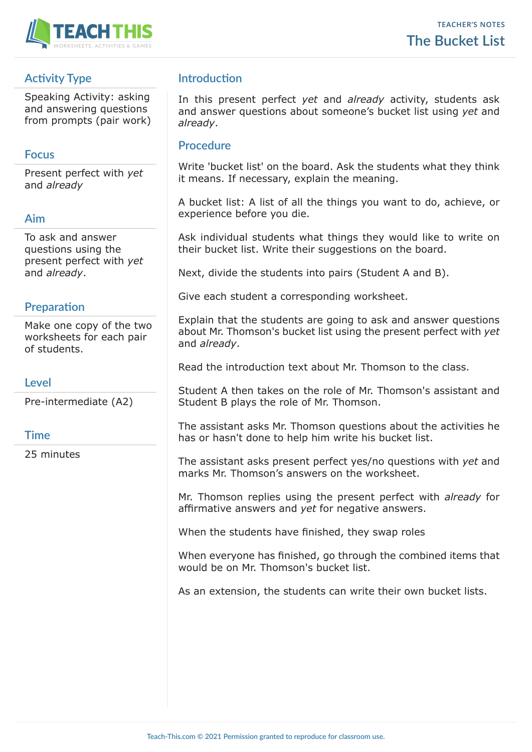# The Bucket List

TEACHER'S NOTES

## Activity Type

Speaking Activity: asking and answering questions from prompts (pair work)

## Focus

Present perfect with *yet* and *already*

## Aim

To ask and answer questions using the present perfect with *yet* and *already*.

## Preparation

Make one copy of the two worksheets for each pair of students.

## Level

Pre-intermediate (A2)

## Time

25 minutes

## Introduction

In this present perfect *yet* and *already* activity, students ask and answer questions about someone's bucket list using *yet* and *already*.

## Procedure

Write 'bucket list' on the board. Ask the students what they think it means. If necessary, explain the meaning.

A bucket list: A list of all the things you want to do, achieve, or experience before you die.

Ask individual students what things they would like to write on their bucket list. Write their suggestions on the board.

Next, divide the students into pairs (Student A and B).

Give each student a corresponding worksheet.

Explain that the students are going to ask and answer questions about Mr. Thomson's bucket list using the present perfect with *yet* and *already*.

Read the introduction text about Mr. Thomson to the class.

Student A then takes on the role of Mr. Thomson's assistant and Student B plays the role of Mr. Thomson.

The assistant asks Mr. Thomson questions about the activities he has or hasn't done to help him write his bucket list.

The assistant asks present perfect yes/no questions with *yet* and marks Mr. Thomson's answers on the worksheet.

Mr. Thomson replies using the present perfect with *already* for affirmative answers and *yet* for negative answers.

When the students have finished, they swap roles

When everyone has finished, go through the combined items that would be on Mr. Thomson's bucket list.

As an extension, the students can write their own bucket lists.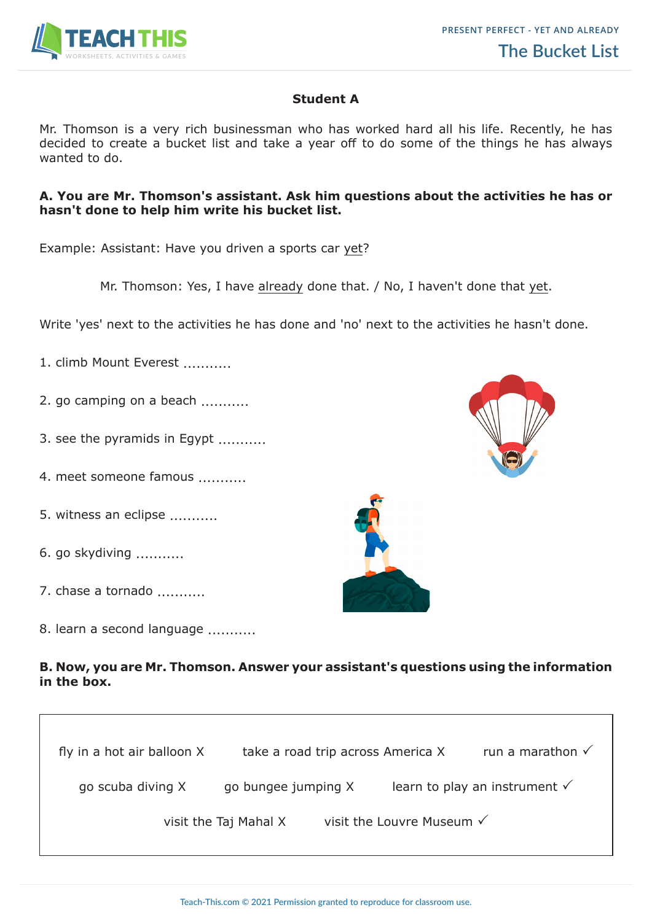## Student A

Mr. Thomson is a very rich businessman who has worked hard all his life. Recently, he has decided to create a bucket list and take a year off to do some of the things he has always wanted to do.

**A. You are Mr. Thomson's assistant. Ask him questions about the activities he has or hasn't done to help him write his bucket list.**

Example: Assistant: Have you driven a sports car yet?

Mr. Thomson: Yes, I have already done that. / No, I haven't done that yet.

Write 'yes' next to the activities he has done and 'no' next to the activities he hasn't done.

1. climb Mount Everest ...........
2. go camping on a beach ...........
3. see the pyramids in Egypt ...........
4. meet someone famous ...........
5. witness an eclipse ...........
6. go skydiving ...........
7. chase a tornado ...........
8. learn a second language ...........

**B. Now, you are Mr. Thomson. Answer your assistant's questions using the information in the box.**

| | | |
|---|---|---|
| fly in a hot air balloon X | take a road trip across America X | run a marathon ✓ |
| go scuba diving X | go bungee jumping X | learn to play an instrument ✓ |
| visit the Taj Mahal X | visit the Louvre Museum ✓ | |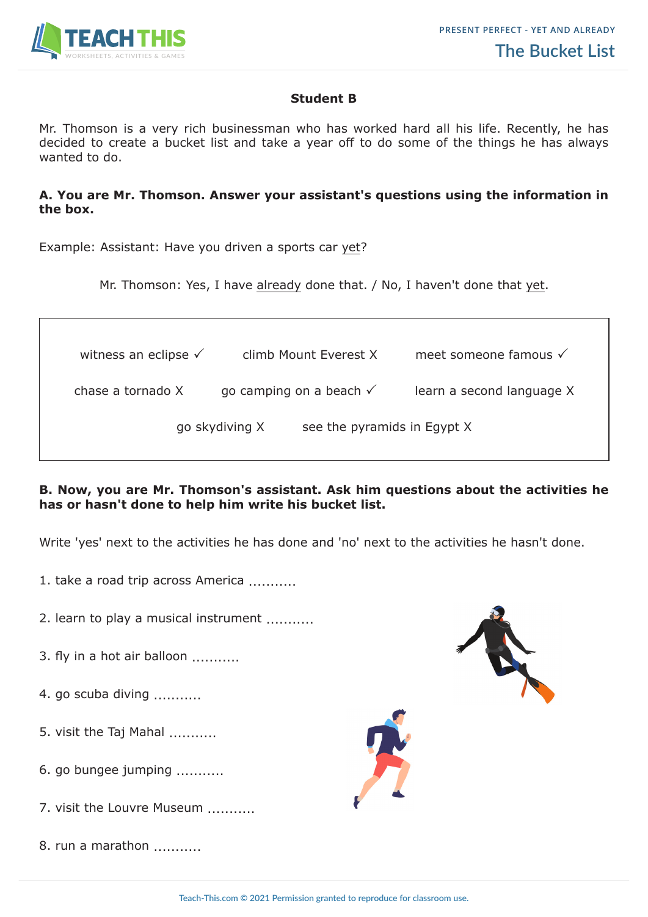**Student B**

Mr. Thomson is a very rich businessman who has worked hard all his life. Recently, he has decided to create a bucket list and take a year off to do some of the things he has always wanted to do.

**A. You are Mr. Thomson. Answer your assistant's questions using the information in the box.**

Example: Assistant: Have you driven a sports car yet?

Mr. Thomson: Yes, I have already done that. / No, I haven't done that yet.

| | | |
|---|---|---|
| witness an eclipse ✓ | climb Mount Everest X | meet someone famous ✓ |
| chase a tornado X | go camping on a beach ✓ | learn a second language X |
| go skydiving X | see the pyramids in Egypt X | |

**B. Now, you are Mr. Thomson's assistant. Ask him questions about the activities he has or hasn't done to help him write his bucket list.**

Write 'yes' next to the activities he has done and 'no' next to the activities he hasn't done.

1. take a road trip across America ...........
2. learn to play a musical instrument ...........
3. fly in a hot air balloon ...........
4. go scuba diving ...........
5. visit the Taj Mahal ...........
6. go bungee jumping ...........
7. visit the Louvre Museum ...........
8. run a marathon ...........